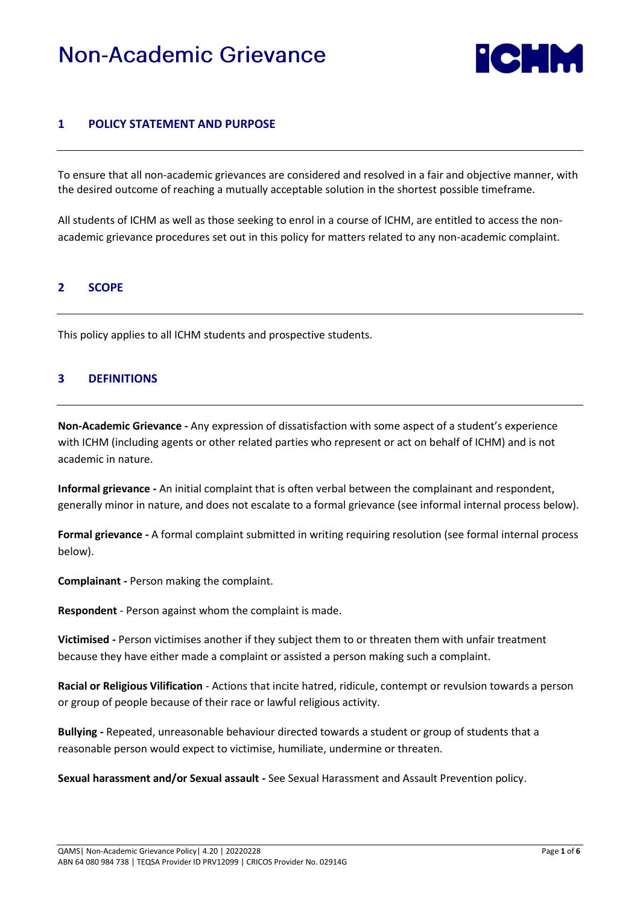# Non-Academic Grievance

## 1 POLICY STATEMENT AND PURPOSE

To ensure that all non-academic grievances are considered and resolved in a fair and objective manner, with the desired outcome of reaching a mutually acceptable solution in the shortest possible timeframe.

All students of ICHM as well as those seeking to enrol in a course of ICHM, are entitled to access the non-academic grievance procedures set out in this policy for matters related to any non-academic complaint.

## 2 SCOPE

This policy applies to all ICHM students and prospective students.

## 3 DEFINITIONS

**Non-Academic Grievance -** Any expression of dissatisfaction with some aspect of a student's experience with ICHM (including agents or other related parties who represent or act on behalf of ICHM) and is not academic in nature.

**Informal grievance -** An initial complaint that is often verbal between the complainant and respondent, generally minor in nature, and does not escalate to a formal grievance (see informal internal process below).

**Formal grievance -** A formal complaint submitted in writing requiring resolution (see formal internal process below).

**Complainant -** Person making the complaint.

**Respondent** - Person against whom the complaint is made.

**Victimised -** Person victimises another if they subject them to or threaten them with unfair treatment because they have either made a complaint or assisted a person making such a complaint.

**Racial or Religious Vilification** - Actions that incite hatred, ridicule, contempt or revulsion towards a person or group of people because of their race or lawful religious activity.

**Bullying -** Repeated, unreasonable behaviour directed towards a student or group of students that a reasonable person would expect to victimise, humiliate, undermine or threaten.

**Sexual harassment and/or Sexual assault -** See Sexual Harassment and Assault Prevention policy.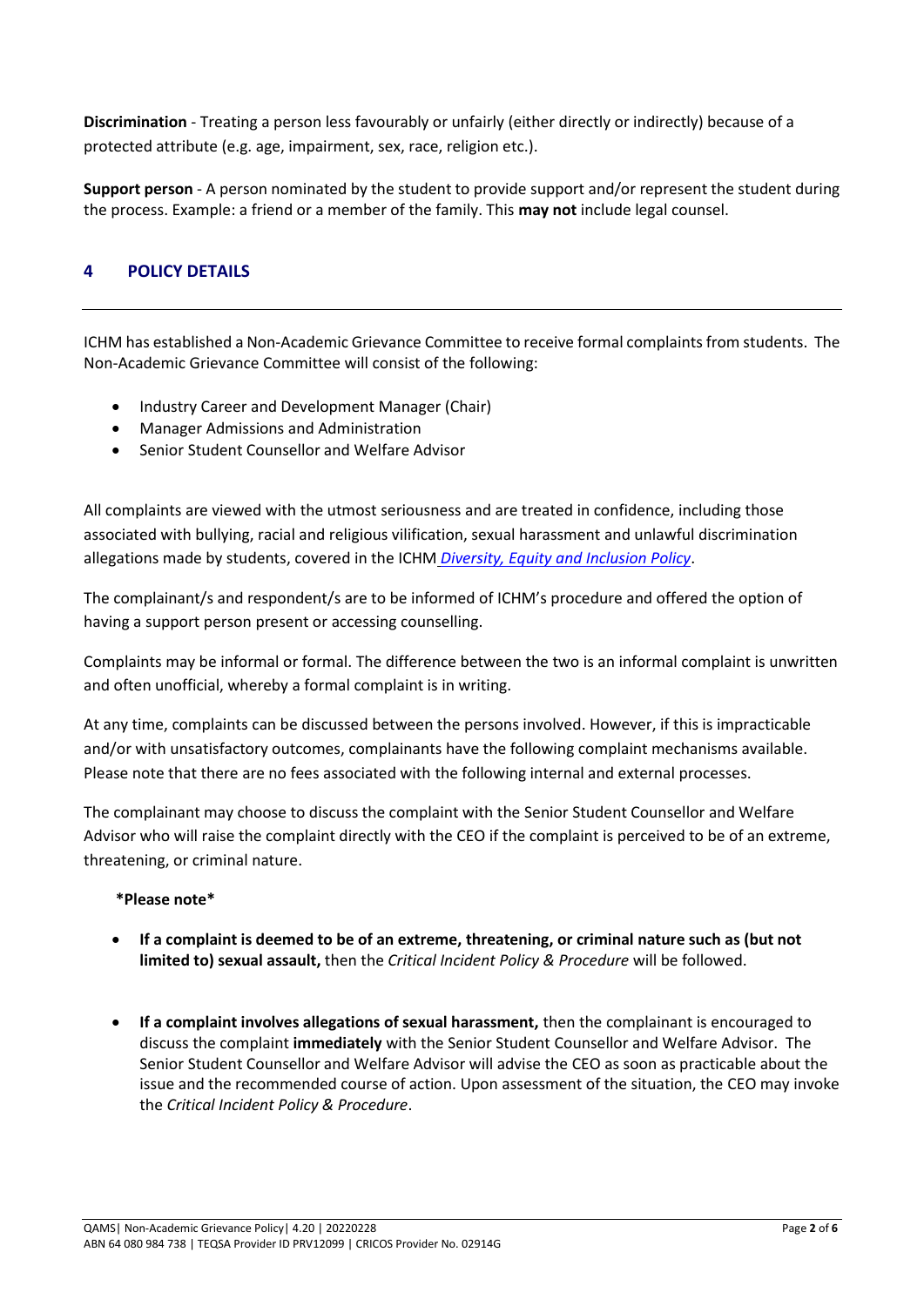**Discrimination** - Treating a person less favourably or unfairly (either directly or indirectly) because of a protected attribute (e.g. age, impairment, sex, race, religion etc.).

**Support person** - A person nominated by the student to provide support and/or represent the student during the process. Example: a friend or a member of the family. This **may not** include legal counsel.

## 4 POLICY DETAILS

ICHM has established a Non-Academic Grievance Committee to receive formal complaints from students. The Non-Academic Grievance Committee will consist of the following:

- Industry Career and Development Manager (Chair)
- Manager Admissions and Administration
- Senior Student Counsellor and Welfare Advisor

All complaints are viewed with the utmost seriousness and are treated in confidence, including those associated with bullying, racial and religious vilification, sexual harassment and unlawful discrimination allegations made by students, covered in the ICHM *Diversity, Equity and Inclusion Policy*.

The complainant/s and respondent/s are to be informed of ICHM's procedure and offered the option of having a support person present or accessing counselling.

Complaints may be informal or formal. The difference between the two is an informal complaint is unwritten and often unofficial, whereby a formal complaint is in writing.

At any time, complaints can be discussed between the persons involved. However, if this is impracticable and/or with unsatisfactory outcomes, complainants have the following complaint mechanisms available. Please note that there are no fees associated with the following internal and external processes.

The complainant may choose to discuss the complaint with the Senior Student Counsellor and Welfare Advisor who will raise the complaint directly with the CEO if the complaint is perceived to be of an extreme, threatening, or criminal nature.

**\*Please note\***

- **If a complaint is deemed to be of an extreme, threatening, or criminal nature such as (but not limited to) sexual assault,** then the *Critical Incident Policy & Procedure* will be followed.

- **If a complaint involves allegations of sexual harassment,** then the complainant is encouraged to discuss the complaint **immediately** with the Senior Student Counsellor and Welfare Advisor. The Senior Student Counsellor and Welfare Advisor will advise the CEO as soon as practicable about the issue and the recommended course of action. Upon assessment of the situation, the CEO may invoke the *Critical Incident Policy & Procedure*.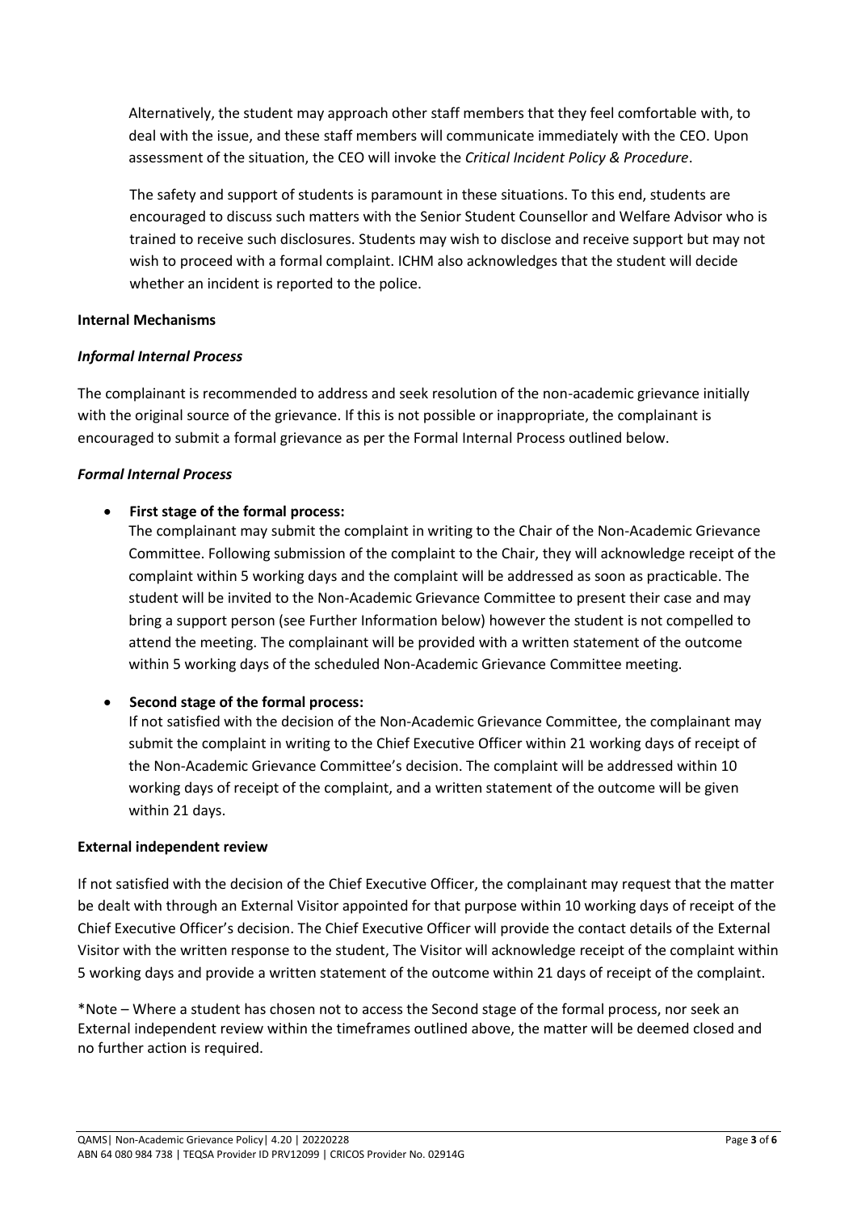Alternatively, the student may approach other staff members that they feel comfortable with, to deal with the issue, and these staff members will communicate immediately with the CEO. Upon assessment of the situation, the CEO will invoke the *Critical Incident Policy & Procedure*.

The safety and support of students is paramount in these situations. To this end, students are encouraged to discuss such matters with the Senior Student Counsellor and Welfare Advisor who is trained to receive such disclosures. Students may wish to disclose and receive support but may not wish to proceed with a formal complaint. ICHM also acknowledges that the student will decide whether an incident is reported to the police.

**Internal Mechanisms**

***Informal Internal Process***

The complainant is recommended to address and seek resolution of the non-academic grievance initially with the original source of the grievance. If this is not possible or inappropriate, the complainant is encouraged to submit a formal grievance as per the Formal Internal Process outlined below.

***Formal Internal Process***

- **First stage of the formal process:**
  The complainant may submit the complaint in writing to the Chair of the Non-Academic Grievance Committee. Following submission of the complaint to the Chair, they will acknowledge receipt of the complaint within 5 working days and the complaint will be addressed as soon as practicable. The student will be invited to the Non-Academic Grievance Committee to present their case and may bring a support person (see Further Information below) however the student is not compelled to attend the meeting. The complainant will be provided with a written statement of the outcome within 5 working days of the scheduled Non-Academic Grievance Committee meeting.

- **Second stage of the formal process:**
  If not satisfied with the decision of the Non-Academic Grievance Committee, the complainant may submit the complaint in writing to the Chief Executive Officer within 21 working days of receipt of the Non-Academic Grievance Committee's decision. The complaint will be addressed within 10 working days of receipt of the complaint, and a written statement of the outcome will be given within 21 days.

**External independent review**

If not satisfied with the decision of the Chief Executive Officer, the complainant may request that the matter be dealt with through an External Visitor appointed for that purpose within 10 working days of receipt of the Chief Executive Officer's decision. The Chief Executive Officer will provide the contact details of the External Visitor with the written response to the student, The Visitor will acknowledge receipt of the complaint within 5 working days and provide a written statement of the outcome within 21 days of receipt of the complaint.

*Note – Where a student has chosen not to access the Second stage of the formal process, nor seek an External independent review within the timeframes outlined above, the matter will be deemed closed and no further action is required.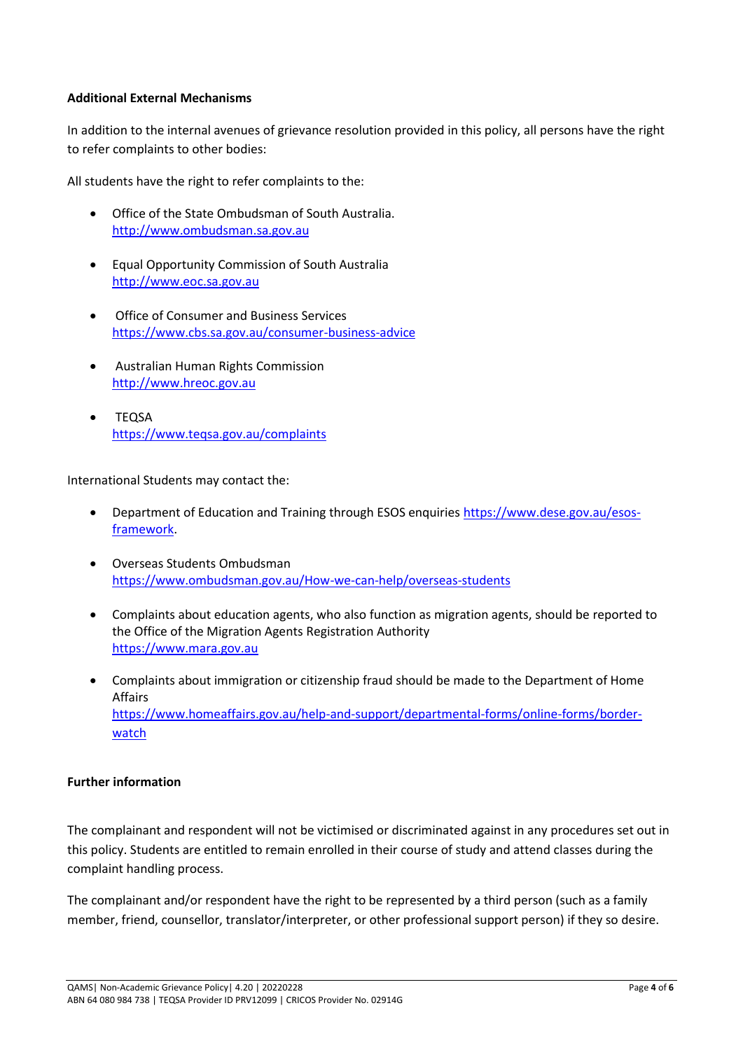**Additional External Mechanisms**

In addition to the internal avenues of grievance resolution provided in this policy, all persons have the right to refer complaints to other bodies:

All students have the right to refer complaints to the:

- Office of the State Ombudsman of South Australia. http://www.ombudsman.sa.gov.au
- Equal Opportunity Commission of South Australia http://www.eoc.sa.gov.au
- Office of Consumer and Business Services https://www.cbs.sa.gov.au/consumer-business-advice
- Australian Human Rights Commission http://www.hreoc.gov.au
- TEQSA https://www.teqsa.gov.au/complaints

International Students may contact the:

- Department of Education and Training through ESOS enquiries https://www.dese.gov.au/esos-framework.
- Overseas Students Ombudsman https://www.ombudsman.gov.au/How-we-can-help/overseas-students
- Complaints about education agents, who also function as migration agents, should be reported to the Office of the Migration Agents Registration Authority https://www.mara.gov.au
- Complaints about immigration or citizenship fraud should be made to the Department of Home Affairs https://www.homeaffairs.gov.au/help-and-support/departmental-forms/online-forms/border-watch

**Further information**

The complainant and respondent will not be victimised or discriminated against in any procedures set out in this policy. Students are entitled to remain enrolled in their course of study and attend classes during the complaint handling process.

The complainant and/or respondent have the right to be represented by a third person (such as a family member, friend, counsellor, translator/interpreter, or other professional support person) if they so desire.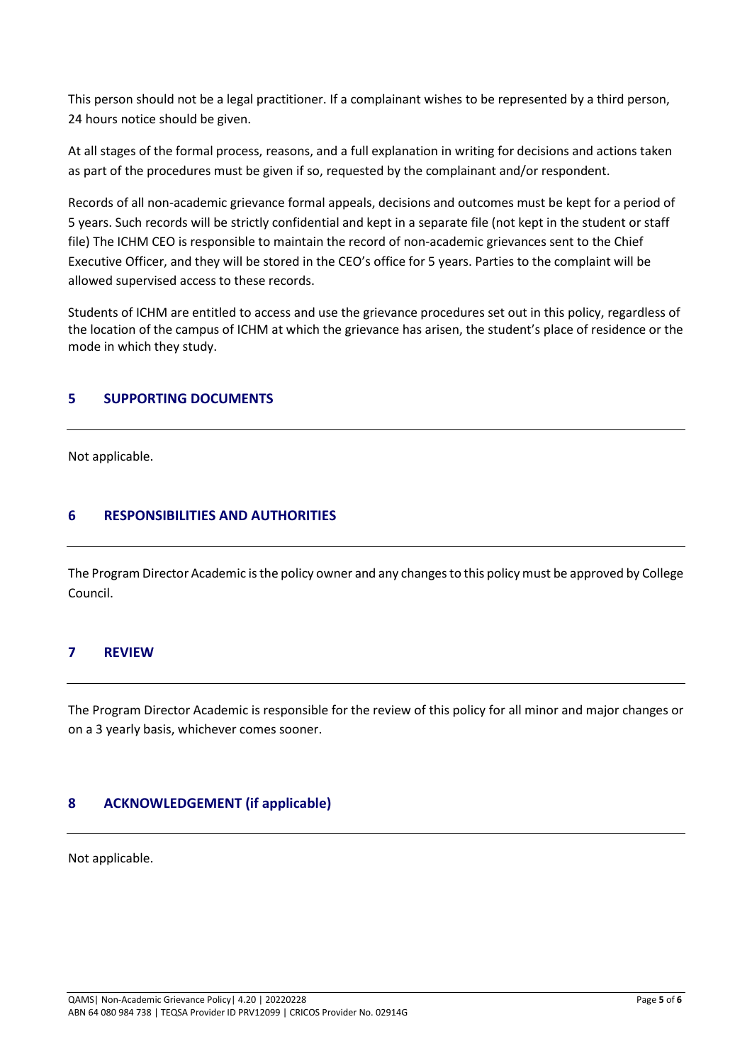This person should not be a legal practitioner. If a complainant wishes to be represented by a third person, 24 hours notice should be given.

At all stages of the formal process, reasons, and a full explanation in writing for decisions and actions taken as part of the procedures must be given if so, requested by the complainant and/or respondent.

Records of all non-academic grievance formal appeals, decisions and outcomes must be kept for a period of 5 years. Such records will be strictly confidential and kept in a separate file (not kept in the student or staff file) The ICHM CEO is responsible to maintain the record of non-academic grievances sent to the Chief Executive Officer, and they will be stored in the CEO's office for 5 years. Parties to the complaint will be allowed supervised access to these records.

Students of ICHM are entitled to access and use the grievance procedures set out in this policy, regardless of the location of the campus of ICHM at which the grievance has arisen, the student's place of residence or the mode in which they study.

## 5 SUPPORTING DOCUMENTS

Not applicable.

## 6 RESPONSIBILITIES AND AUTHORITIES

The Program Director Academic is the policy owner and any changes to this policy must be approved by College Council.

## 7 REVIEW

The Program Director Academic is responsible for the review of this policy for all minor and major changes or on a 3 yearly basis, whichever comes sooner.

## 8 ACKNOWLEDGEMENT (if applicable)

Not applicable.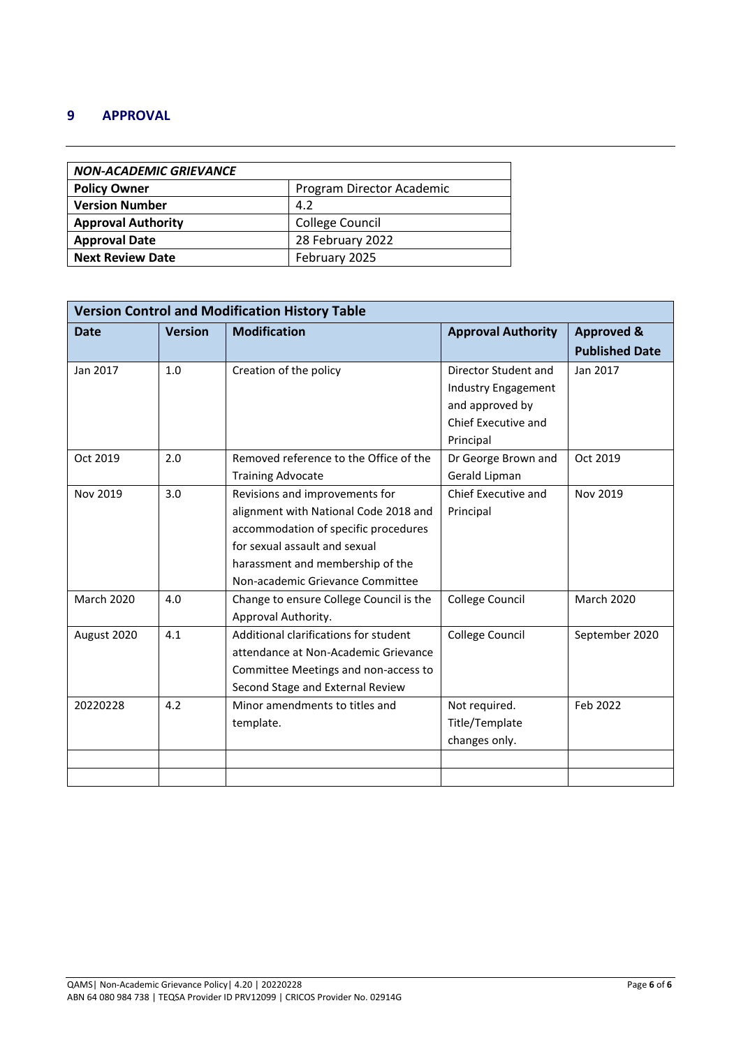## 9 APPROVAL

| *NON-ACADEMIC GRIEVANCE* | |
|---|---|
| **Policy Owner** | Program Director Academic |
| **Version Number** | 4.2 |
| **Approval Authority** | College Council |
| **Approval Date** | 28 February 2022 |
| **Next Review Date** | February 2025 |

| **Version Control and Modification History Table** | | | | |
|---|---|---|---|---|
| **Date** | **Version** | **Modification** | **Approval Authority** | **Approved & Published Date** |
| Jan 2017 | 1.0 | Creation of the policy | Director Student and Industry Engagement and approved by Chief Executive and Principal | Jan 2017 |
| Oct 2019 | 2.0 | Removed reference to the Office of the Training Advocate | Dr George Brown and Gerald Lipman | Oct 2019 |
| Nov 2019 | 3.0 | Revisions and improvements for alignment with National Code 2018 and accommodation of specific procedures for sexual assault and sexual harassment and membership of the Non-academic Grievance Committee | Chief Executive and Principal | Nov 2019 |
| March 2020 | 4.0 | Change to ensure College Council is the Approval Authority. | College Council | March 2020 |
| August 2020 | 4.1 | Additional clarifications for student attendance at Non-Academic Grievance Committee Meetings and non-access to Second Stage and External Review | College Council | September 2020 |
| 20220228 | 4.2 | Minor amendments to titles and template. | Not required. Title/Template changes only. | Feb 2022 |
| | | | | |
| | | | | |